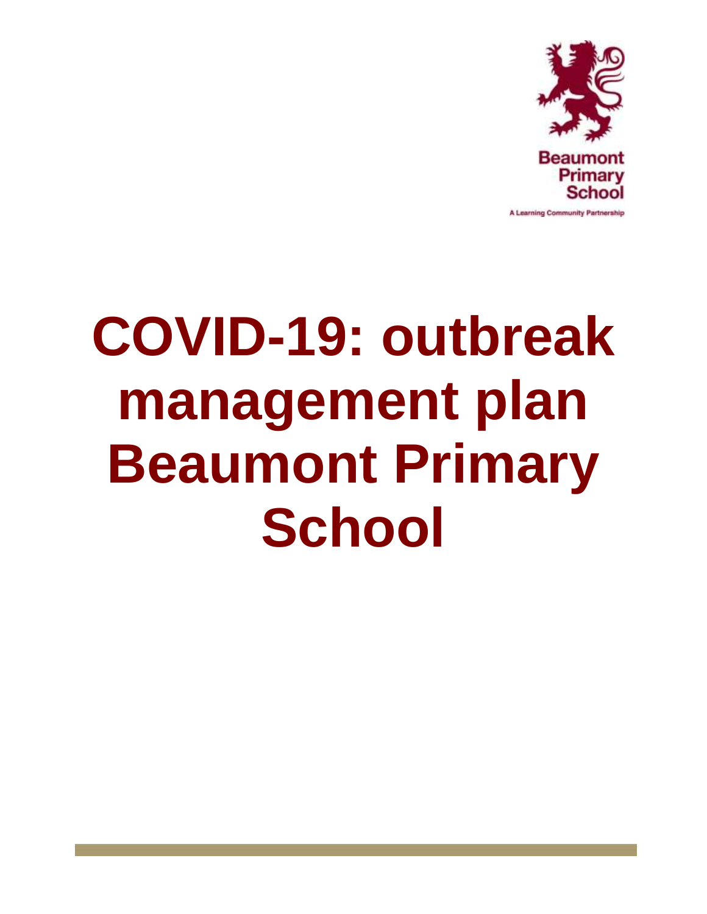Beaumont Primary School

A Learning Community Partnership

# COVID-19: outbreak management plan Beaumont Primary School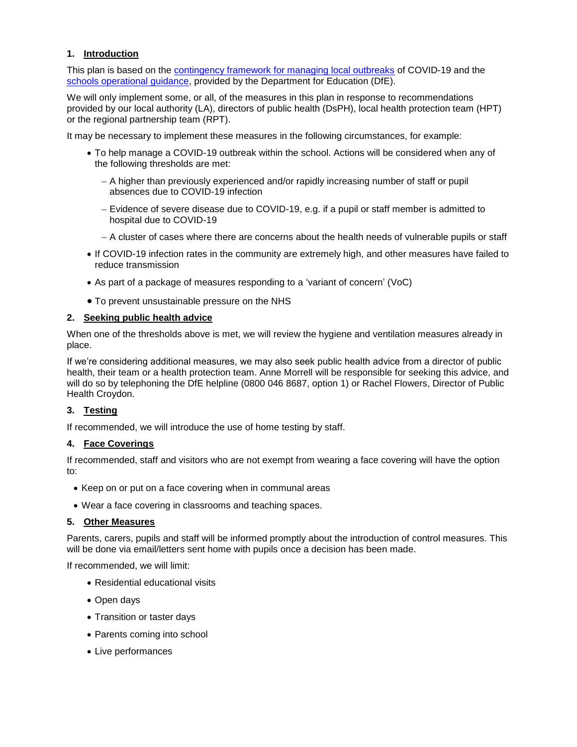## 1. Introduction

This plan is based on the contingency framework for managing local outbreaks of COVID-19 and the schools operational guidance, provided by the Department for Education (DfE).

We will only implement some, or all, of the measures in this plan in response to recommendations provided by our local authority (LA), directors of public health (DsPH), local health protection team (HPT) or the regional partnership team (RPT).

It may be necessary to implement these measures in the following circumstances, for example:

- To help manage a COVID-19 outbreak within the school. Actions will be considered when any of the following thresholds are met:
  - A higher than previously experienced and/or rapidly increasing number of staff or pupil absences due to COVID-19 infection
  - Evidence of severe disease due to COVID-19, e.g. if a pupil or staff member is admitted to hospital due to COVID-19
  - A cluster of cases where there are concerns about the health needs of vulnerable pupils or staff
- If COVID-19 infection rates in the community are extremely high, and other measures have failed to reduce transmission
- As part of a package of measures responding to a 'variant of concern' (VoC)
- To prevent unsustainable pressure on the NHS

## 2. Seeking public health advice

When one of the thresholds above is met, we will review the hygiene and ventilation measures already in place.

If we're considering additional measures, we may also seek public health advice from a director of public health, their team or a health protection team. Anne Morrell will be responsible for seeking this advice, and will do so by telephoning the DfE helpline (0800 046 8687, option 1) or Rachel Flowers, Director of Public Health Croydon.

## 3. Testing

If recommended, we will introduce the use of home testing by staff.

## 4. Face Coverings

If recommended, staff and visitors who are not exempt from wearing a face covering will have the option to:

- Keep on or put on a face covering when in communal areas
- Wear a face covering in classrooms and teaching spaces.

## 5. Other Measures

Parents, carers, pupils and staff will be informed promptly about the introduction of control measures. This will be done via email/letters sent home with pupils once a decision has been made.

If recommended, we will limit:

- Residential educational visits
- Open days
- Transition or taster days
- Parents coming into school
- Live performances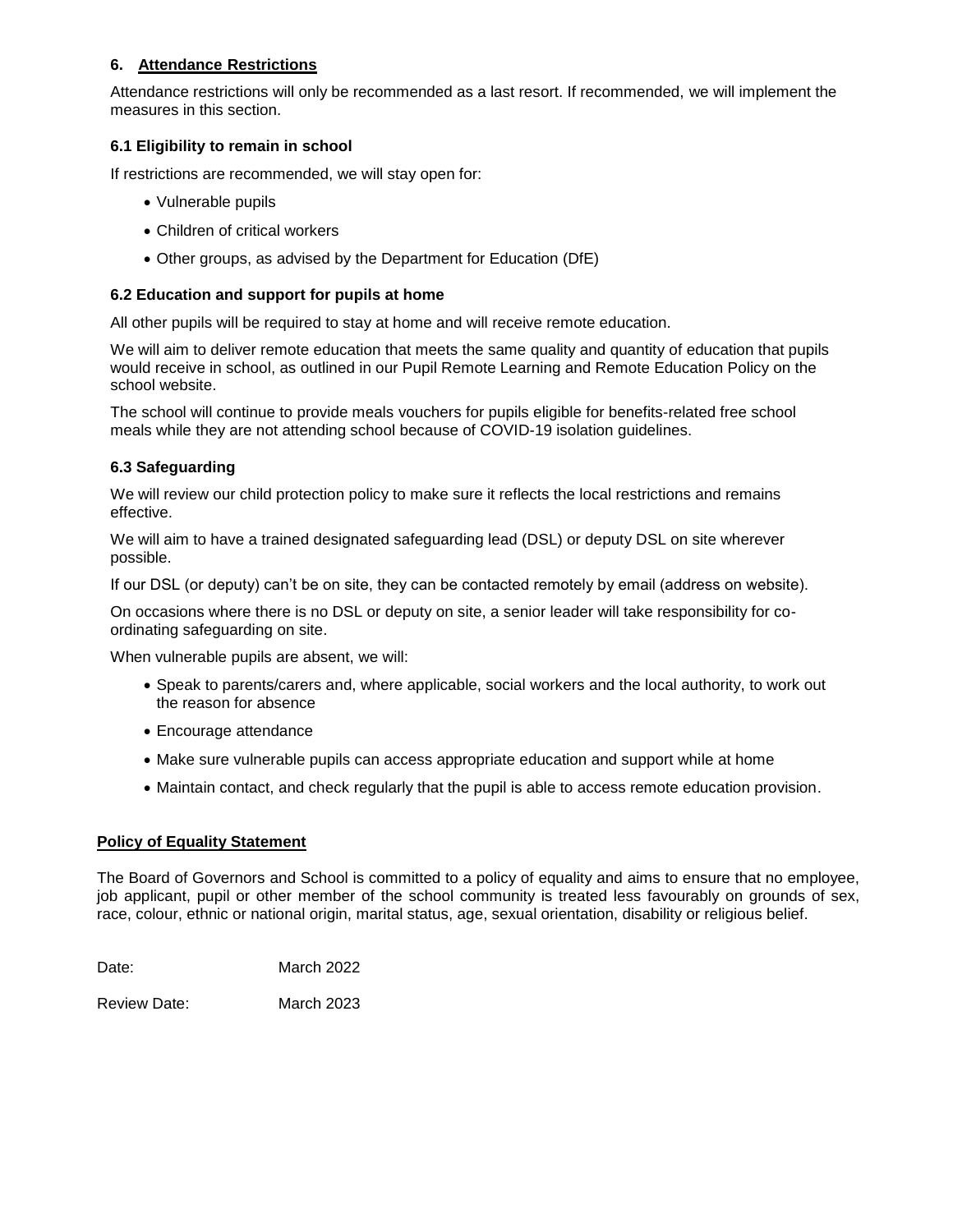## 6. Attendance Restrictions

Attendance restrictions will only be recommended as a last resort. If recommended, we will implement the measures in this section.

### 6.1 Eligibility to remain in school

If restrictions are recommended, we will stay open for:

- Vulnerable pupils
- Children of critical workers
- Other groups, as advised by the Department for Education (DfE)

### 6.2 Education and support for pupils at home

All other pupils will be required to stay at home and will receive remote education.

We will aim to deliver remote education that meets the same quality and quantity of education that pupils would receive in school, as outlined in our Pupil Remote Learning and Remote Education Policy on the school website.

The school will continue to provide meals vouchers for pupils eligible for benefits-related free school meals while they are not attending school because of COVID-19 isolation guidelines.

### 6.3 Safeguarding

We will review our child protection policy to make sure it reflects the local restrictions and remains effective.

We will aim to have a trained designated safeguarding lead (DSL) or deputy DSL on site wherever possible.

If our DSL (or deputy) can't be on site, they can be contacted remotely by email (address on website).

On occasions where there is no DSL or deputy on site, a senior leader will take responsibility for co-ordinating safeguarding on site.

When vulnerable pupils are absent, we will:

- Speak to parents/carers and, where applicable, social workers and the local authority, to work out the reason for absence
- Encourage attendance
- Make sure vulnerable pupils can access appropriate education and support while at home
- Maintain contact, and check regularly that the pupil is able to access remote education provision.

**Policy of Equality Statement**

The Board of Governors and School is committed to a policy of equality and aims to ensure that no employee, job applicant, pupil or other member of the school community is treated less favourably on grounds of sex, race, colour, ethnic or national origin, marital status, age, sexual orientation, disability or religious belief.

Date: March 2022

Review Date: March 2023